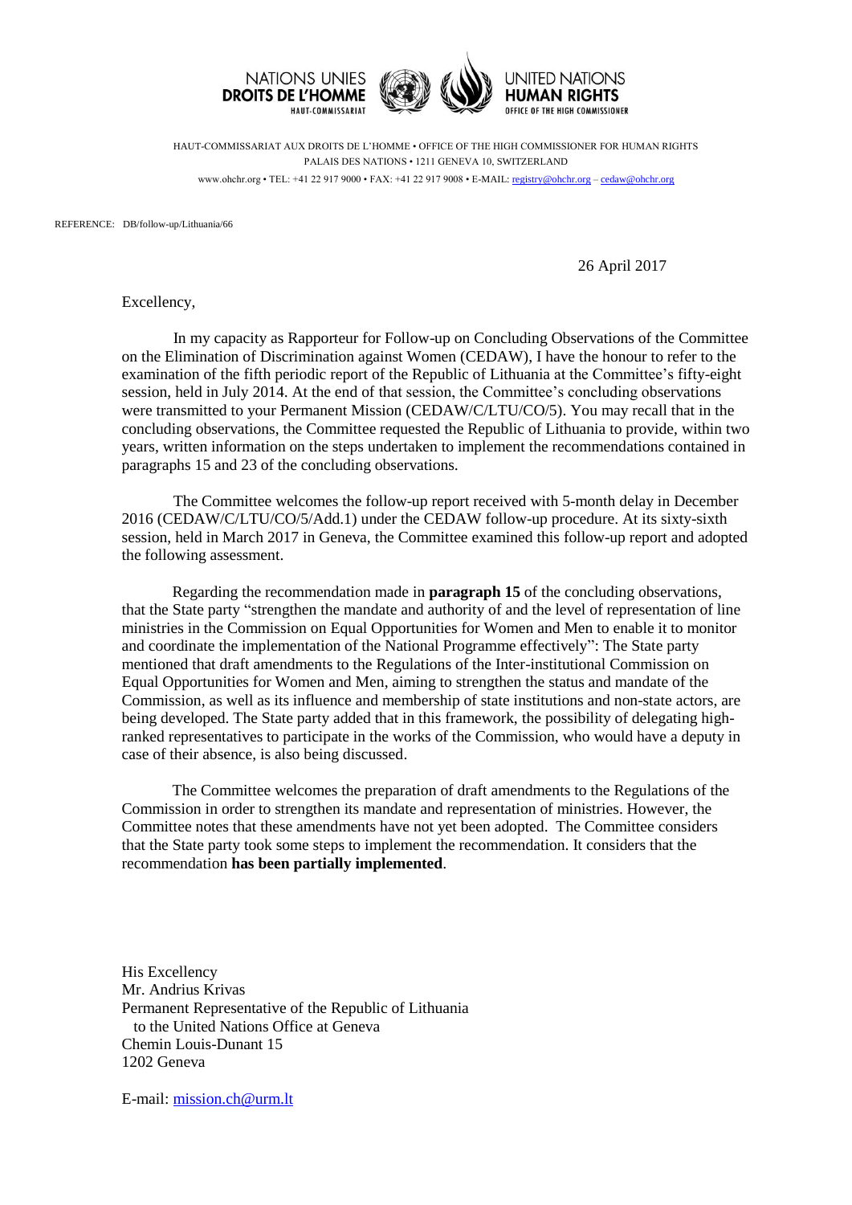NATIONS UNIES
**DROITS DE L'HOMME**
HAUT-COMMISSARIAT

UNITED NATIONS
**HUMAN RIGHTS**
OFFICE OF THE HIGH COMMISSIONER

HAUT-COMMISSARIAT AUX DROITS DE L'HOMME • OFFICE OF THE HIGH COMMISSIONER FOR HUMAN RIGHTS
PALAIS DES NATIONS • 1211 GENEVA 10, SWITZERLAND
www.ohchr.org • TEL: +41 22 917 9000 • FAX: +41 22 917 9008 • E-MAIL: registry@ohchr.org – cedaw@ohchr.org

REFERENCE: DB/follow-up/Lithuania/66

26 April 2017

Excellency,

In my capacity as Rapporteur for Follow-up on Concluding Observations of the Committee on the Elimination of Discrimination against Women (CEDAW), I have the honour to refer to the examination of the fifth periodic report of the Republic of Lithuania at the Committee's fifty-eight session, held in July 2014. At the end of that session, the Committee's concluding observations were transmitted to your Permanent Mission (CEDAW/C/LTU/CO/5). You may recall that in the concluding observations, the Committee requested the Republic of Lithuania to provide, within two years, written information on the steps undertaken to implement the recommendations contained in paragraphs 15 and 23 of the concluding observations.

The Committee welcomes the follow-up report received with 5-month delay in December 2016 (CEDAW/C/LTU/CO/5/Add.1) under the CEDAW follow-up procedure. At its sixty-sixth session, held in March 2017 in Geneva, the Committee examined this follow-up report and adopted the following assessment.

Regarding the recommendation made in **paragraph 15** of the concluding observations, that the State party "strengthen the mandate and authority of and the level of representation of line ministries in the Commission on Equal Opportunities for Women and Men to enable it to monitor and coordinate the implementation of the National Programme effectively": The State party mentioned that draft amendments to the Regulations of the Inter-institutional Commission on Equal Opportunities for Women and Men, aiming to strengthen the status and mandate of the Commission, as well as its influence and membership of state institutions and non-state actors, are being developed. The State party added that in this framework, the possibility of delegating high-ranked representatives to participate in the works of the Commission, who would have a deputy in case of their absence, is also being discussed.

The Committee welcomes the preparation of draft amendments to the Regulations of the Commission in order to strengthen its mandate and representation of ministries. However, the Committee notes that these amendments have not yet been adopted. The Committee considers that the State party took some steps to implement the recommendation. It considers that the recommendation **has been partially implemented**.

His Excellency
Mr. Andrius Krivas
Permanent Representative of the Republic of Lithuania
to the United Nations Office at Geneva
Chemin Louis-Dunant 15
1202 Geneva

E-mail: mission.ch@urm.lt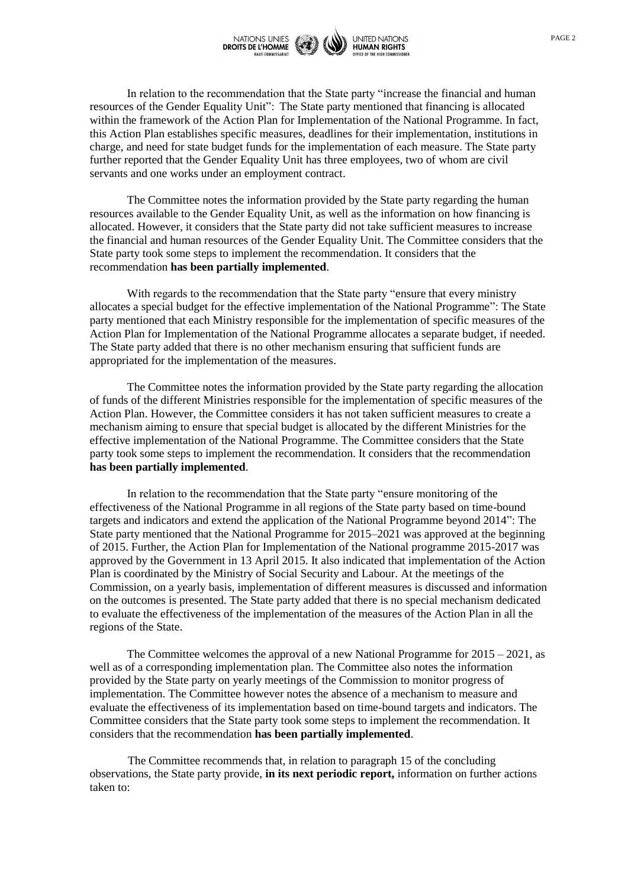In relation to the recommendation that the State party "increase the financial and human resources of the Gender Equality Unit": The State party mentioned that financing is allocated within the framework of the Action Plan for Implementation of the National Programme. In fact, this Action Plan establishes specific measures, deadlines for their implementation, institutions in charge, and need for state budget funds for the implementation of each measure. The State party further reported that the Gender Equality Unit has three employees, two of whom are civil servants and one works under an employment contract.

The Committee notes the information provided by the State party regarding the human resources available to the Gender Equality Unit, as well as the information on how financing is allocated. However, it considers that the State party did not take sufficient measures to increase the financial and human resources of the Gender Equality Unit. The Committee considers that the State party took some steps to implement the recommendation. It considers that the recommendation **has been partially implemented**.

With regards to the recommendation that the State party "ensure that every ministry allocates a special budget for the effective implementation of the National Programme": The State party mentioned that each Ministry responsible for the implementation of specific measures of the Action Plan for Implementation of the National Programme allocates a separate budget, if needed. The State party added that there is no other mechanism ensuring that sufficient funds are appropriated for the implementation of the measures.

The Committee notes the information provided by the State party regarding the allocation of funds of the different Ministries responsible for the implementation of specific measures of the Action Plan. However, the Committee considers it has not taken sufficient measures to create a mechanism aiming to ensure that special budget is allocated by the different Ministries for the effective implementation of the National Programme. The Committee considers that the State party took some steps to implement the recommendation. It considers that the recommendation **has been partially implemented**.

In relation to the recommendation that the State party "ensure monitoring of the effectiveness of the National Programme in all regions of the State party based on time-bound targets and indicators and extend the application of the National Programme beyond 2014": The State party mentioned that the National Programme for 2015–2021 was approved at the beginning of 2015. Further, the Action Plan for Implementation of the National programme 2015-2017 was approved by the Government in 13 April 2015. It also indicated that implementation of the Action Plan is coordinated by the Ministry of Social Security and Labour. At the meetings of the Commission, on a yearly basis, implementation of different measures is discussed and information on the outcomes is presented. The State party added that there is no special mechanism dedicated to evaluate the effectiveness of the implementation of the measures of the Action Plan in all the regions of the State.

The Committee welcomes the approval of a new National Programme for 2015 – 2021, as well as of a corresponding implementation plan. The Committee also notes the information provided by the State party on yearly meetings of the Commission to monitor progress of implementation. The Committee however notes the absence of a mechanism to measure and evaluate the effectiveness of its implementation based on time-bound targets and indicators. The Committee considers that the State party took some steps to implement the recommendation. It considers that the recommendation **has been partially implemented**.

The Committee recommends that, in relation to paragraph 15 of the concluding observations, the State party provide, **in its next periodic report,** information on further actions taken to: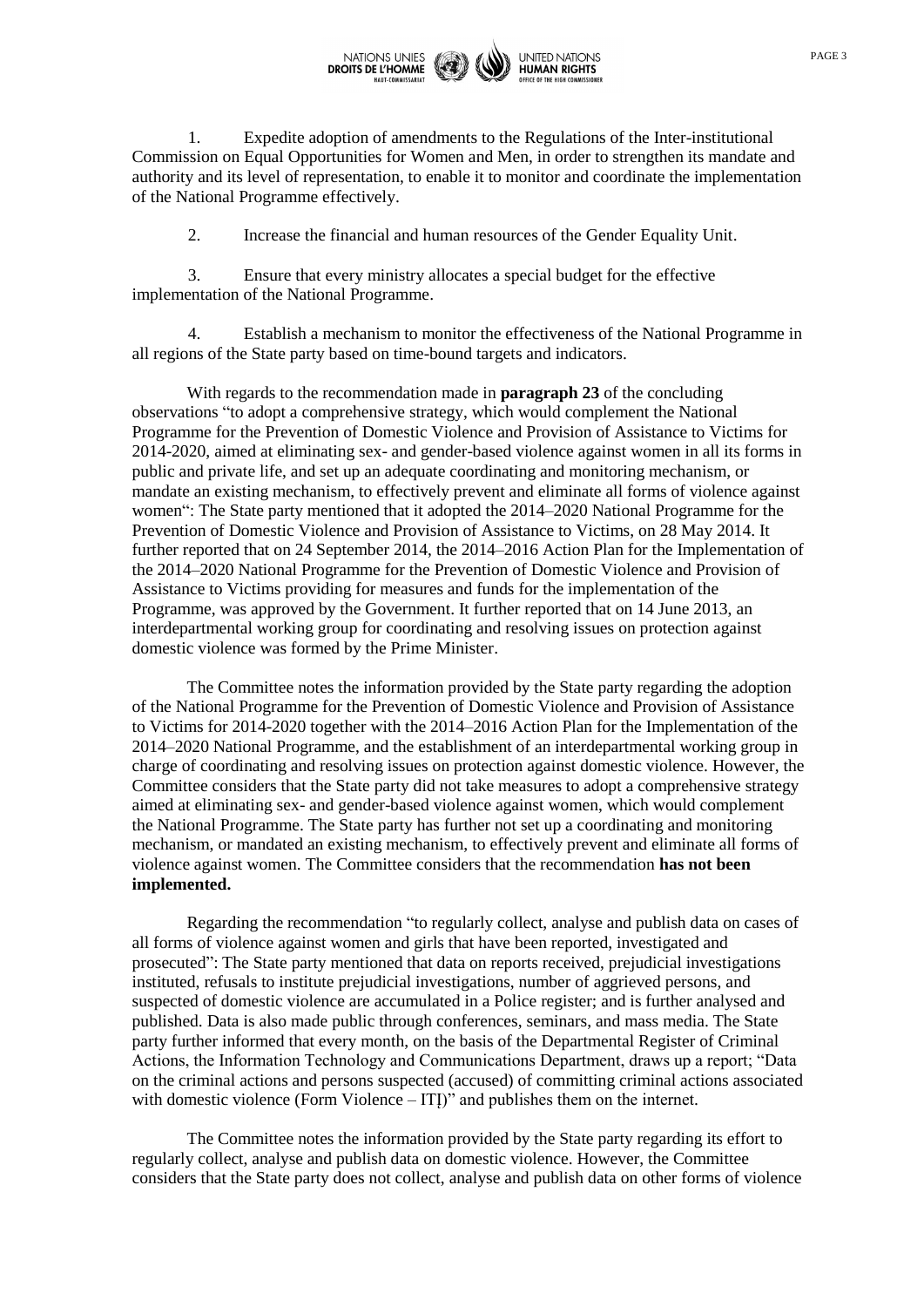1. Expedite adoption of amendments to the Regulations of the Inter-institutional Commission on Equal Opportunities for Women and Men, in order to strengthen its mandate and authority and its level of representation, to enable it to monitor and coordinate the implementation of the National Programme effectively.

2. Increase the financial and human resources of the Gender Equality Unit.

3. Ensure that every ministry allocates a special budget for the effective implementation of the National Programme.

4. Establish a mechanism to monitor the effectiveness of the National Programme in all regions of the State party based on time-bound targets and indicators.

With regards to the recommendation made in **paragraph 23** of the concluding observations "to adopt a comprehensive strategy, which would complement the National Programme for the Prevention of Domestic Violence and Provision of Assistance to Victims for 2014-2020, aimed at eliminating sex- and gender-based violence against women in all its forms in public and private life, and set up an adequate coordinating and monitoring mechanism, or mandate an existing mechanism, to effectively prevent and eliminate all forms of violence against women": The State party mentioned that it adopted the 2014–2020 National Programme for the Prevention of Domestic Violence and Provision of Assistance to Victims, on 28 May 2014. It further reported that on 24 September 2014, the 2014–2016 Action Plan for the Implementation of the 2014–2020 National Programme for the Prevention of Domestic Violence and Provision of Assistance to Victims providing for measures and funds for the implementation of the Programme, was approved by the Government. It further reported that on 14 June 2013, an interdepartmental working group for coordinating and resolving issues on protection against domestic violence was formed by the Prime Minister.

The Committee notes the information provided by the State party regarding the adoption of the National Programme for the Prevention of Domestic Violence and Provision of Assistance to Victims for 2014-2020 together with the 2014–2016 Action Plan for the Implementation of the 2014–2020 National Programme, and the establishment of an interdepartmental working group in charge of coordinating and resolving issues on protection against domestic violence. However, the Committee considers that the State party did not take measures to adopt a comprehensive strategy aimed at eliminating sex- and gender-based violence against women, which would complement the National Programme. The State party has further not set up a coordinating and monitoring mechanism, or mandated an existing mechanism, to effectively prevent and eliminate all forms of violence against women. The Committee considers that the recommendation **has not been implemented.**

Regarding the recommendation "to regularly collect, analyse and publish data on cases of all forms of violence against women and girls that have been reported, investigated and prosecuted": The State party mentioned that data on reports received, prejudicial investigations instituted, refusals to institute prejudicial investigations, number of aggrieved persons, and suspected of domestic violence are accumulated in a Police register; and is further analysed and published. Data is also made public through conferences, seminars, and mass media. The State party further informed that every month, on the basis of the Departmental Register of Criminal Actions, the Information Technology and Communications Department, draws up a report; "Data on the criminal actions and persons suspected (accused) of committing criminal actions associated with domestic violence (Form Violence – ITȚ)" and publishes them on the internet.

The Committee notes the information provided by the State party regarding its effort to regularly collect, analyse and publish data on domestic violence. However, the Committee considers that the State party does not collect, analyse and publish data on other forms of violence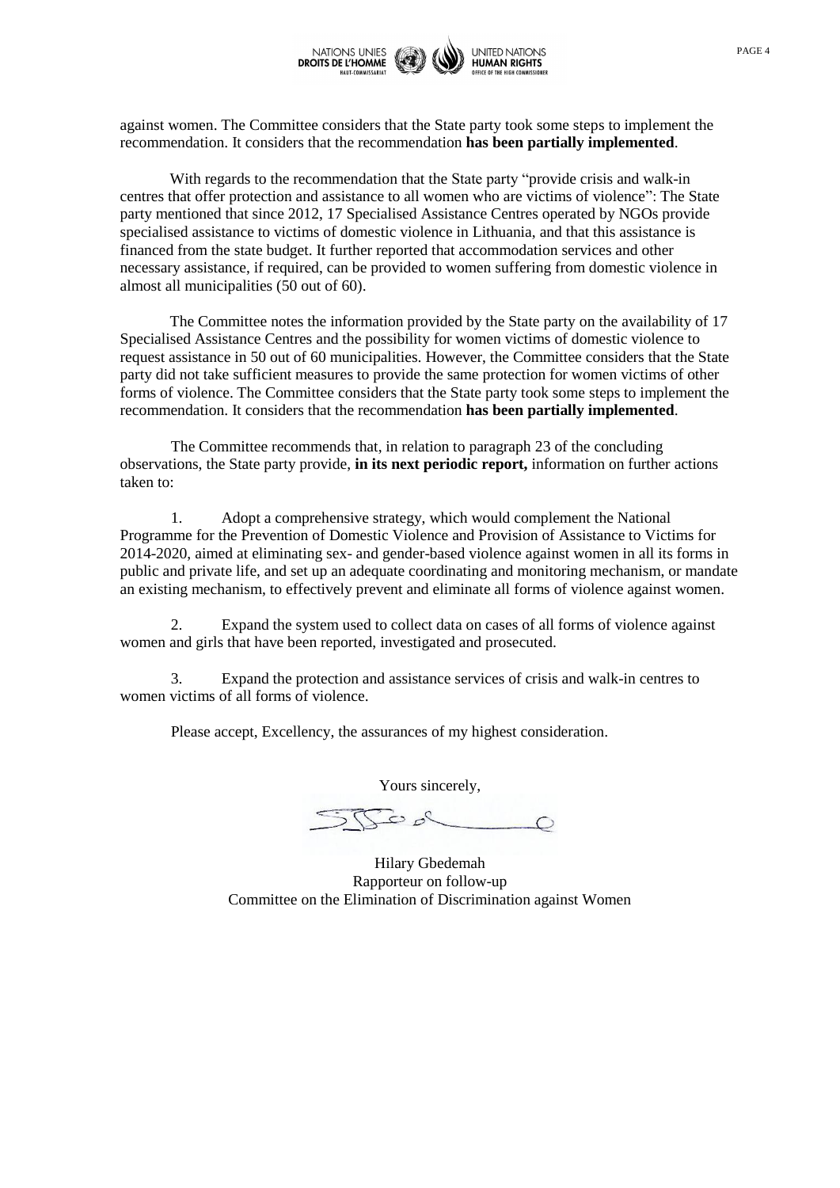against women. The Committee considers that the State party took some steps to implement the recommendation. It considers that the recommendation **has been partially implemented**.

With regards to the recommendation that the State party "provide crisis and walk-in centres that offer protection and assistance to all women who are victims of violence": The State party mentioned that since 2012, 17 Specialised Assistance Centres operated by NGOs provide specialised assistance to victims of domestic violence in Lithuania, and that this assistance is financed from the state budget. It further reported that accommodation services and other necessary assistance, if required, can be provided to women suffering from domestic violence in almost all municipalities (50 out of 60).

The Committee notes the information provided by the State party on the availability of 17 Specialised Assistance Centres and the possibility for women victims of domestic violence to request assistance in 50 out of 60 municipalities. However, the Committee considers that the State party did not take sufficient measures to provide the same protection for women victims of other forms of violence. The Committee considers that the State party took some steps to implement the recommendation. It considers that the recommendation **has been partially implemented**.

The Committee recommends that, in relation to paragraph 23 of the concluding observations, the State party provide, **in its next periodic report,** information on further actions taken to:

1. Adopt a comprehensive strategy, which would complement the National Programme for the Prevention of Domestic Violence and Provision of Assistance to Victims for 2014-2020, aimed at eliminating sex- and gender-based violence against women in all its forms in public and private life, and set up an adequate coordinating and monitoring mechanism, or mandate an existing mechanism, to effectively prevent and eliminate all forms of violence against women.

2. Expand the system used to collect data on cases of all forms of violence against women and girls that have been reported, investigated and prosecuted.

3. Expand the protection and assistance services of crisis and walk-in centres to women victims of all forms of violence.

Please accept, Excellency, the assurances of my highest consideration.

Yours sincerely,

Hilary Gbedemah
Rapporteur on follow-up
Committee on the Elimination of Discrimination against Women